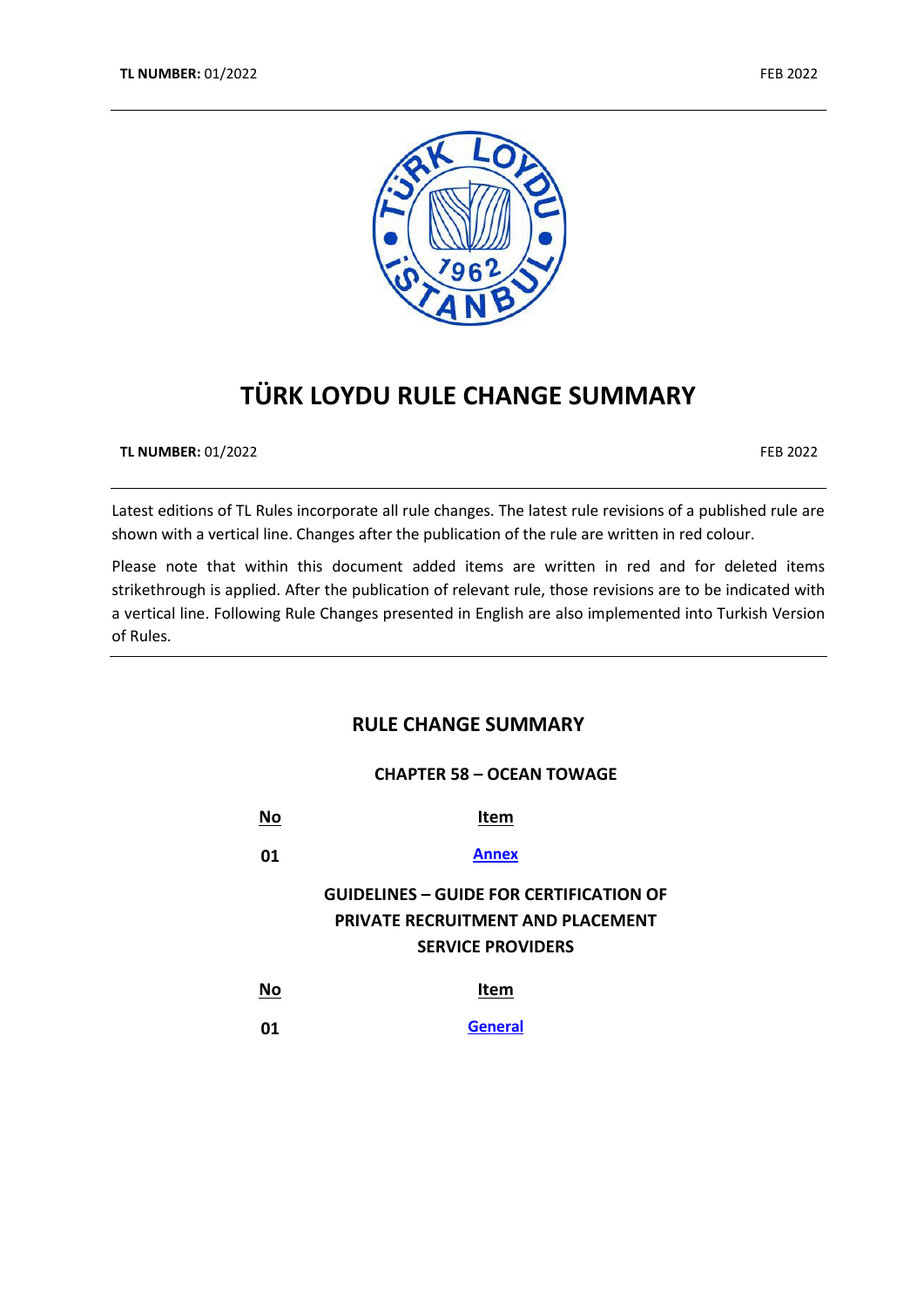**TL NUMBER:** 01/2022 FEB 2022

# TÜRK LOYDU RULE CHANGE SUMMARY

**TL NUMBER:** 01/2022 FEB 2022

Latest editions of TL Rules incorporate all rule changes. The latest rule revisions of a published rule are shown with a vertical line. Changes after the publication of the rule are written in red colour.

Please note that within this document added items are written in red and for deleted items strikethrough is applied. After the publication of relevant rule, those revisions are to be indicated with a vertical line. Following Rule Changes presented in English are also implemented into Turkish Version of Rules.

## RULE CHANGE SUMMARY

### CHAPTER 58 – OCEAN TOWAGE

| No | Item |
|---|---|
| 01 | Annex |

### GUIDELINES – GUIDE FOR CERTIFICATION OF PRIVATE RECRUITMENT AND PLACEMENT SERVICE PROVIDERS

| No | Item |
|---|---|
| 01 | General |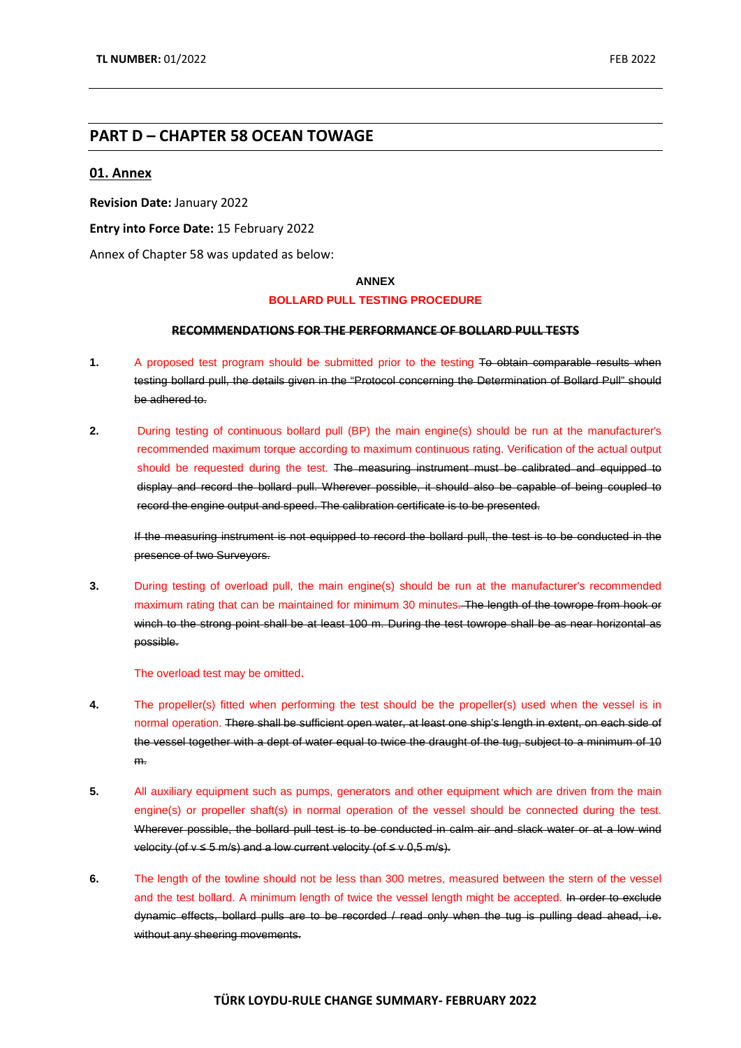## PART D – CHAPTER 58 OCEAN TOWAGE

### 01. Annex

**Revision Date:** January 2022

**Entry into Force Date:** 15 February 2022

Annex of Chapter 58 was updated as below:

**ANNEX**

**BOLLARD PULL TESTING PROCEDURE**

**~~RECOMMENDATIONS FOR THE PERFORMANCE OF BOLLARD PULL TESTS~~**

**1.** A proposed test program should be submitted prior to the testing ~~To obtain comparable results when testing bollard pull, the details given in the "Protocol concerning the Determination of Bollard Pull" should be adhered to.~~

**2.** During testing of continuous bollard pull (BP) the main engine(s) should be run at the manufacturer's recommended maximum torque according to maximum continuous rating. Verification of the actual output should be requested during the test. ~~The measuring instrument must be calibrated and equipped to display and record the bollard pull. Wherever possible, it should also be capable of being coupled to record the engine output and speed. The calibration certificate is to be presented.~~

~~If the measuring instrument is not equipped to record the bollard pull, the test is to be conducted in the presence of two Surveyors.~~

**3.** During testing of overload pull, the main engine(s) should be run at the manufacturer's recommended maximum rating that can be maintained for minimum 30 minutes. ~~The length of the towrope from hook or winch to the strong point shall be at least 100 m. During the test towrope shall be as near horizontal as possible.~~

The overload test may be omitted.

**4.** The propeller(s) fitted when performing the test should be the propeller(s) used when the vessel is in normal operation. ~~There shall be sufficient open water, at least one ship's length in extent, on each side of the vessel together with a dept of water equal to twice the draught of the tug, subject to a minimum of 10 m.~~

**5.** All auxiliary equipment such as pumps, generators and other equipment which are driven from the main engine(s) or propeller shaft(s) in normal operation of the vessel should be connected during the test. ~~Wherever possible, the bollard pull test is to be conducted in calm air and slack water or at a low wind velocity (of $v \leq 5$ m/s) and a low current velocity (of $\leq v$ 0,5 m/s).~~

**6.** The length of the towline should not be less than 300 metres, measured between the stern of the vessel and the test bollard. A minimum length of twice the vessel length might be accepted. ~~In order to exclude dynamic effects, bollard pulls are to be recorded / read only when the tug is pulling dead ahead, i.e. without any sheering movements.~~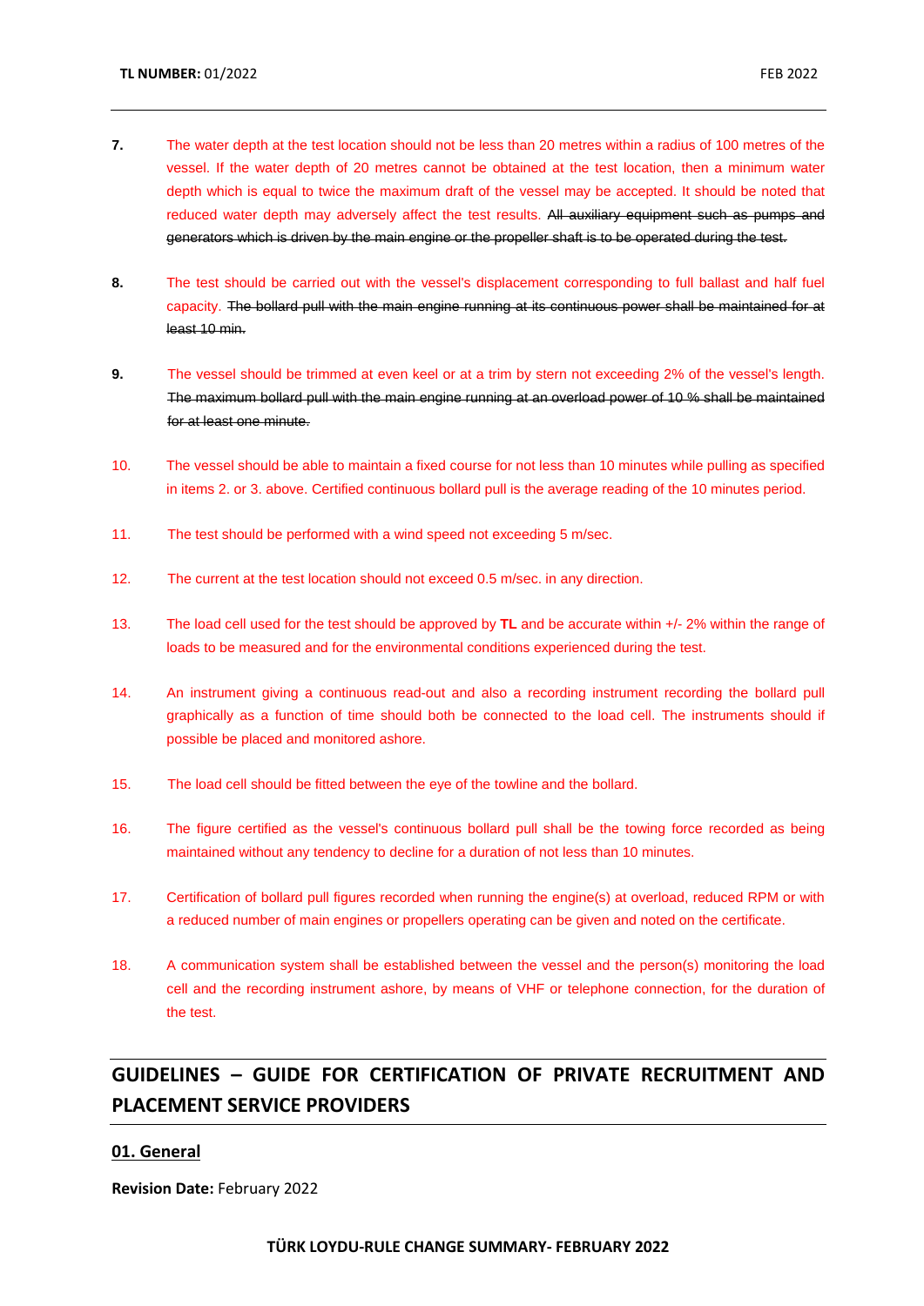**7.** The water depth at the test location should not be less than 20 metres within a radius of 100 metres of the vessel. If the water depth of 20 metres cannot be obtained at the test location, then a minimum water depth which is equal to twice the maximum draft of the vessel may be accepted. It should be noted that reduced water depth may adversely affect the test results. ~~All auxiliary equipment such as pumps and generators which is driven by the main engine or the propeller shaft is to be operated during the test.~~

**8.** The test should be carried out with the vessel's displacement corresponding to full ballast and half fuel capacity. ~~The bollard pull with the main engine running at its continuous power shall be maintained for at least 10 min.~~

**9.** The vessel should be trimmed at even keel or at a trim by stern not exceeding 2% of the vessel's length. ~~The maximum bollard pull with the main engine running at an overload power of 10 % shall be maintained for at least one minute.~~

10. The vessel should be able to maintain a fixed course for not less than 10 minutes while pulling as specified in items 2. or 3. above. Certified continuous bollard pull is the average reading of the 10 minutes period.

11. The test should be performed with a wind speed not exceeding 5 m/sec.

12. The current at the test location should not exceed 0.5 m/sec. in any direction.

13. The load cell used for the test should be approved by **TL** and be accurate within +/- 2% within the range of loads to be measured and for the environmental conditions experienced during the test.

14. An instrument giving a continuous read-out and also a recording instrument recording the bollard pull graphically as a function of time should both be connected to the load cell. The instruments should if possible be placed and monitored ashore.

15. The load cell should be fitted between the eye of the towline and the bollard.

16. The figure certified as the vessel's continuous bollard pull shall be the towing force recorded as being maintained without any tendency to decline for a duration of not less than 10 minutes.

17. Certification of bollard pull figures recorded when running the engine(s) at overload, reduced RPM or with a reduced number of main engines or propellers operating can be given and noted on the certificate.

18. A communication system shall be established between the vessel and the person(s) monitoring the load cell and the recording instrument ashore, by means of VHF or telephone connection, for the duration of the test.

## GUIDELINES – GUIDE FOR CERTIFICATION OF PRIVATE RECRUITMENT AND PLACEMENT SERVICE PROVIDERS

### 01. General

**Revision Date:** February 2022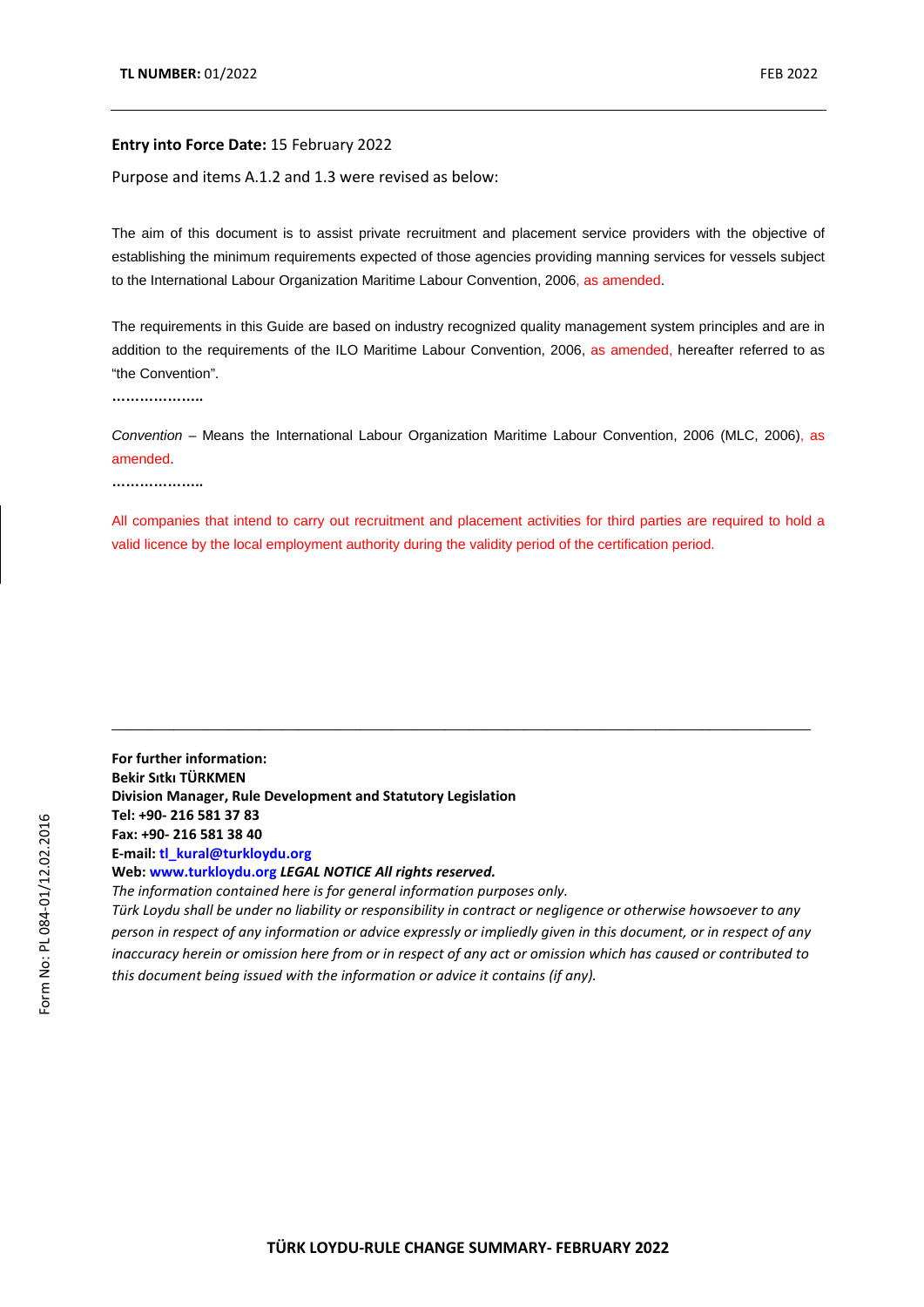**TL NUMBER:** 01/2022 FEB 2022

**Entry into Force Date:** 15 February 2022

Purpose and items A.1.2 and 1.3 were revised as below:

The aim of this document is to assist private recruitment and placement service providers with the objective of establishing the minimum requirements expected of those agencies providing manning services for vessels subject to the International Labour Organization Maritime Labour Convention, 2006, as amended.

The requirements in this Guide are based on industry recognized quality management system principles and are in addition to the requirements of the ILO Maritime Labour Convention, 2006, as amended, hereafter referred to as "the Convention".

**………………..**

*Convention* – Means the International Labour Organization Maritime Labour Convention, 2006 (MLC, 2006), as amended.

**………………..**

All companies that intend to carry out recruitment and placement activities for third parties are required to hold a valid licence by the local employment authority during the validity period of the certification period.

---

**For further information:**
**Bekir Sıtkı TÜRKMEN**
**Division Manager, Rule Development and Statutory Legislation**
**Tel: +90- 216 581 37 83**
**Fax: +90- 216 581 38 40**
**E-mail: tl_kural@turkloydu.org**
**Web: www.turkloydu.org** ***LEGAL NOTICE All rights reserved.***
*The information contained here is for general information purposes only.*
*Türk Loydu shall be under no liability or responsibility in contract or negligence or otherwise howsoever to any person in respect of any information or advice expressly or impliedly given in this document, or in respect of any inaccuracy herein or omission here from or in respect of any act or omission which has caused or contributed to this document being issued with the information or advice it contains (if any).*

Form No: PL 084-01/12.02.2016

**TÜRK LOYDU-RULE CHANGE SUMMARY- FEBRUARY 2022**